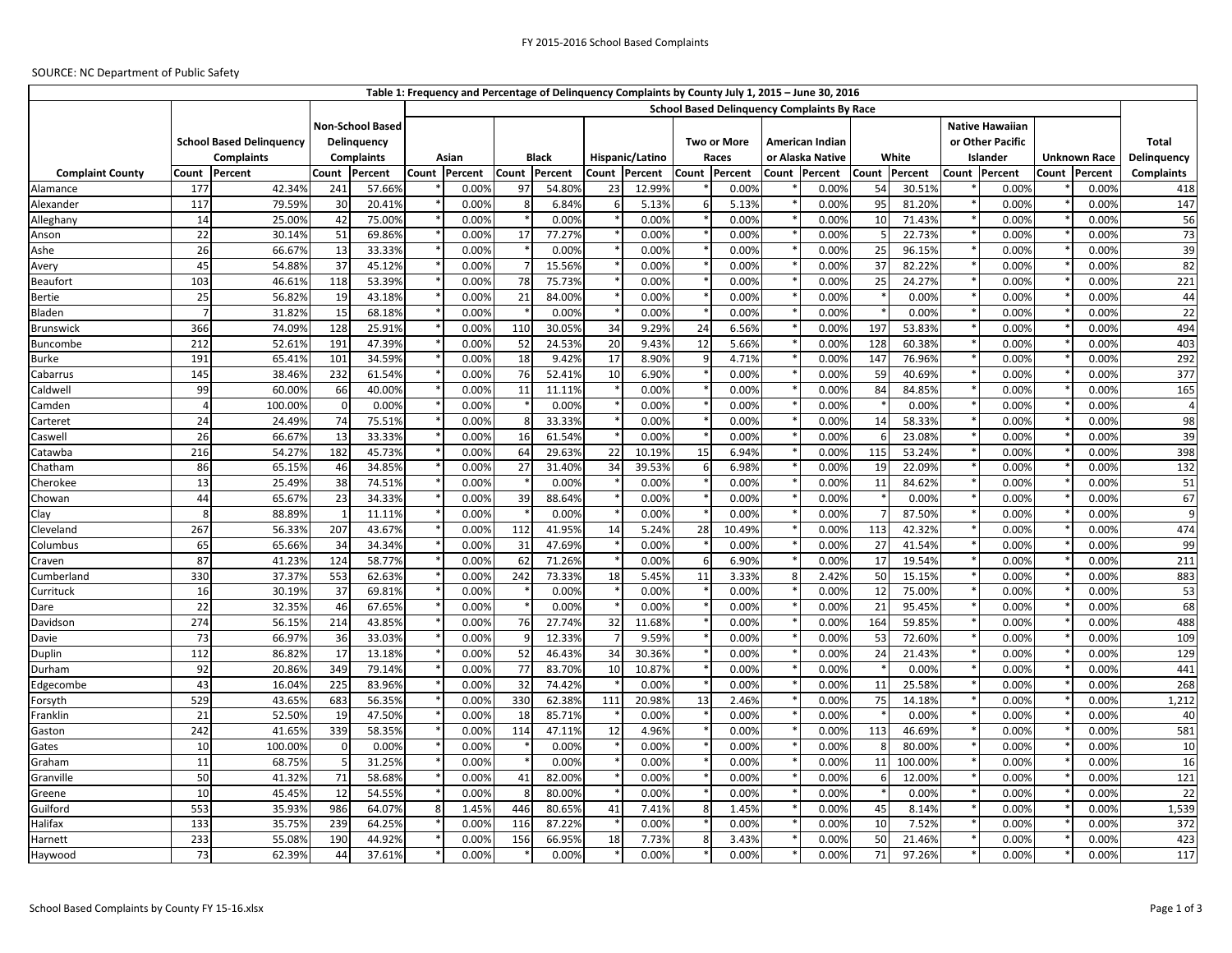FY 2015-2016 School Based Complaints

SOURCE: NC Department of Public Safety

| Table 1: Frequency and Percentage of Delinquency Complaints by County July 1, 2015 – June 30, 2016 | | | | | | | | | | | | | | | | | | | | | | |
|---|---|---|---|---|---|---|---|---|---|---|---|---|---|---|---|---|---|---|---|---|---|---|
| | | | | | School Based Delinquency Complaints By Race | | | | | | | | | | | | | | | | | |
| | School Based Delinquency Complaints | | Non-School Based Delinquency Complaints | | Asian | | Black | | Hispanic/Latino | | Two or More Races | | American Indian or Alaska Native | | White | | Native Hawaiian or Other Pacific Islander | | Unknown Race | | Total Delinquency Complaints |
| Complaint County | Count | Percent | Count | Percent | Count | Percent | Count | Percent | Count | Percent | Count | Percent | Count | Percent | Count | Percent | Count | Percent | Count | Percent | |
| Alamance | 177 | 42.34% | 241 | 57.66% | * | 0.00% | 97 | 54.80% | 23 | 12.99% | * | 0.00% | * | 0.00% | 54 | 30.51% | * | 0.00% | * | 0.00% | 418 |
| Alexander | 117 | 79.59% | 30 | 20.41% | * | 0.00% | 8 | 6.84% | 6 | 5.13% | 6 | 5.13% | * | 0.00% | 95 | 81.20% | * | 0.00% | * | 0.00% | 147 |
| Alleghany | 14 | 25.00% | 42 | 75.00% | * | 0.00% | * | 0.00% | * | 0.00% | * | 0.00% | * | 0.00% | 10 | 71.43% | * | 0.00% | * | 0.00% | 56 |
| Anson | 22 | 30.14% | 51 | 69.86% | * | 0.00% | 17 | 77.27% | * | 0.00% | * | 0.00% | * | 0.00% | 5 | 22.73% | * | 0.00% | * | 0.00% | 73 |
| Ashe | 26 | 66.67% | 13 | 33.33% | * | 0.00% | * | 0.00% | * | 0.00% | * | 0.00% | * | 0.00% | 25 | 96.15% | * | 0.00% | * | 0.00% | 39 |
| Avery | 45 | 54.88% | 37 | 45.12% | * | 0.00% | 7 | 15.56% | * | 0.00% | * | 0.00% | * | 0.00% | 37 | 82.22% | * | 0.00% | * | 0.00% | 82 |
| Beaufort | 103 | 46.61% | 118 | 53.39% | * | 0.00% | 78 | 75.73% | * | 0.00% | * | 0.00% | * | 0.00% | 25 | 24.27% | * | 0.00% | * | 0.00% | 221 |
| Bertie | 25 | 56.82% | 19 | 43.18% | * | 0.00% | 21 | 84.00% | * | 0.00% | * | 0.00% | * | 0.00% | * | 0.00% | * | 0.00% | * | 0.00% | 44 |
| Bladen | 7 | 31.82% | 15 | 68.18% | * | 0.00% | * | 0.00% | * | 0.00% | * | 0.00% | * | 0.00% | * | 0.00% | * | 0.00% | * | 0.00% | 22 |
| Brunswick | 366 | 74.09% | 128 | 25.91% | * | 0.00% | 110 | 30.05% | 34 | 9.29% | 24 | 6.56% | * | 0.00% | 197 | 53.83% | * | 0.00% | * | 0.00% | 494 |
| Buncombe | 212 | 52.61% | 191 | 47.39% | * | 0.00% | 52 | 24.53% | 20 | 9.43% | 12 | 5.66% | * | 0.00% | 128 | 60.38% | * | 0.00% | * | 0.00% | 403 |
| Burke | 191 | 65.41% | 101 | 34.59% | * | 0.00% | 18 | 9.42% | 17 | 8.90% | 9 | 4.71% | * | 0.00% | 147 | 76.96% | * | 0.00% | * | 0.00% | 292 |
| Cabarrus | 145 | 38.46% | 232 | 61.54% | * | 0.00% | 76 | 52.41% | 10 | 6.90% | * | 0.00% | * | 0.00% | 59 | 40.69% | * | 0.00% | * | 0.00% | 377 |
| Caldwell | 99 | 60.00% | 66 | 40.00% | * | 0.00% | 11 | 11.11% | * | 0.00% | * | 0.00% | * | 0.00% | 84 | 84.85% | * | 0.00% | * | 0.00% | 165 |
| Camden | 4 | 100.00% | 0 | 0.00% | * | 0.00% | * | 0.00% | * | 0.00% | * | 0.00% | * | 0.00% | * | 0.00% | * | 0.00% | * | 0.00% | 4 |
| Carteret | 24 | 24.49% | 74 | 75.51% | * | 0.00% | 8 | 33.33% | * | 0.00% | * | 0.00% | * | 0.00% | 14 | 58.33% | * | 0.00% | * | 0.00% | 98 |
| Caswell | 26 | 66.67% | 13 | 33.33% | * | 0.00% | 16 | 61.54% | * | 0.00% | * | 0.00% | * | 0.00% | 6 | 23.08% | * | 0.00% | * | 0.00% | 39 |
| Catawba | 216 | 54.27% | 182 | 45.73% | * | 0.00% | 64 | 29.63% | 22 | 10.19% | 15 | 6.94% | * | 0.00% | 115 | 53.24% | * | 0.00% | * | 0.00% | 398 |
| Chatham | 86 | 65.15% | 46 | 34.85% | * | 0.00% | 27 | 31.40% | 34 | 39.53% | 6 | 6.98% | * | 0.00% | 19 | 22.09% | * | 0.00% | * | 0.00% | 132 |
| Cherokee | 13 | 25.49% | 38 | 74.51% | * | 0.00% | * | 0.00% | * | 0.00% | * | 0.00% | * | 0.00% | 11 | 84.62% | * | 0.00% | * | 0.00% | 51 |
| Chowan | 44 | 65.67% | 23 | 34.33% | * | 0.00% | 39 | 88.64% | * | 0.00% | * | 0.00% | * | 0.00% | * | 0.00% | * | 0.00% | * | 0.00% | 67 |
| Clay | 8 | 88.89% | 1 | 11.11% | * | 0.00% | * | 0.00% | * | 0.00% | * | 0.00% | * | 0.00% | 7 | 87.50% | * | 0.00% | * | 0.00% | 9 |
| Cleveland | 267 | 56.33% | 207 | 43.67% | * | 0.00% | 112 | 41.95% | 14 | 5.24% | 28 | 10.49% | * | 0.00% | 113 | 42.32% | * | 0.00% | * | 0.00% | 474 |
| Columbus | 65 | 65.66% | 34 | 34.34% | * | 0.00% | 31 | 47.69% | * | 0.00% | * | 0.00% | * | 0.00% | 27 | 41.54% | * | 0.00% | * | 0.00% | 99 |
| Craven | 87 | 41.23% | 124 | 58.77% | * | 0.00% | 62 | 71.26% | * | 0.00% | 6 | 6.90% | * | 0.00% | 17 | 19.54% | * | 0.00% | * | 0.00% | 211 |
| Cumberland | 330 | 37.37% | 553 | 62.63% | * | 0.00% | 242 | 73.33% | 18 | 5.45% | 11 | 3.33% | 8 | 2.42% | 50 | 15.15% | * | 0.00% | * | 0.00% | 883 |
| Currituck | 16 | 30.19% | 37 | 69.81% | * | 0.00% | * | 0.00% | * | 0.00% | * | 0.00% | * | 0.00% | 12 | 75.00% | * | 0.00% | * | 0.00% | 53 |
| Dare | 22 | 32.35% | 46 | 67.65% | * | 0.00% | * | 0.00% | * | 0.00% | * | 0.00% | * | 0.00% | 21 | 95.45% | * | 0.00% | * | 0.00% | 68 |
| Davidson | 274 | 56.15% | 214 | 43.85% | * | 0.00% | 76 | 27.74% | 32 | 11.68% | * | 0.00% | * | 0.00% | 164 | 59.85% | * | 0.00% | * | 0.00% | 488 |
| Davie | 73 | 66.97% | 36 | 33.03% | * | 0.00% | 9 | 12.33% | 7 | 9.59% | * | 0.00% | * | 0.00% | 53 | 72.60% | * | 0.00% | * | 0.00% | 109 |
| Duplin | 112 | 86.82% | 17 | 13.18% | * | 0.00% | 52 | 46.43% | 34 | 30.36% | * | 0.00% | * | 0.00% | 24 | 21.43% | * | 0.00% | * | 0.00% | 129 |
| Durham | 92 | 20.86% | 349 | 79.14% | * | 0.00% | 77 | 83.70% | 10 | 10.87% | * | 0.00% | * | 0.00% | * | 0.00% | * | 0.00% | * | 0.00% | 441 |
| Edgecombe | 43 | 16.04% | 225 | 83.96% | * | 0.00% | 32 | 74.42% | * | 0.00% | * | 0.00% | * | 0.00% | 11 | 25.58% | * | 0.00% | * | 0.00% | 268 |
| Forsyth | 529 | 43.65% | 683 | 56.35% | * | 0.00% | 330 | 62.38% | 111 | 20.98% | 13 | 2.46% | * | 0.00% | 75 | 14.18% | * | 0.00% | * | 0.00% | 1,212 |
| Franklin | 21 | 52.50% | 19 | 47.50% | * | 0.00% | 18 | 85.71% | * | 0.00% | * | 0.00% | * | 0.00% | * | 0.00% | * | 0.00% | * | 0.00% | 40 |
| Gaston | 242 | 41.65% | 339 | 58.35% | * | 0.00% | 114 | 47.11% | 12 | 4.96% | * | 0.00% | * | 0.00% | 113 | 46.69% | * | 0.00% | * | 0.00% | 581 |
| Gates | 10 | 100.00% | 0 | 0.00% | * | 0.00% | * | 0.00% | * | 0.00% | * | 0.00% | * | 0.00% | 8 | 80.00% | * | 0.00% | * | 0.00% | 10 |
| Graham | 11 | 68.75% | 5 | 31.25% | * | 0.00% | * | 0.00% | * | 0.00% | * | 0.00% | * | 0.00% | 11 | 100.00% | * | 0.00% | * | 0.00% | 16 |
| Granville | 50 | 41.32% | 71 | 58.68% | * | 0.00% | 41 | 82.00% | * | 0.00% | * | 0.00% | * | 0.00% | 6 | 12.00% | * | 0.00% | * | 0.00% | 121 |
| Greene | 10 | 45.45% | 12 | 54.55% | * | 0.00% | 8 | 80.00% | * | 0.00% | * | 0.00% | * | 0.00% | * | 0.00% | * | 0.00% | * | 0.00% | 22 |
| Guilford | 553 | 35.93% | 986 | 64.07% | 8 | 1.45% | 446 | 80.65% | 41 | 7.41% | 8 | 1.45% | * | 0.00% | 45 | 8.14% | * | 0.00% | * | 0.00% | 1,539 |
| Halifax | 133 | 35.75% | 239 | 64.25% | * | 0.00% | 116 | 87.22% | * | 0.00% | * | 0.00% | * | 0.00% | 10 | 7.52% | * | 0.00% | * | 0.00% | 372 |
| Harnett | 233 | 55.08% | 190 | 44.92% | * | 0.00% | 156 | 66.95% | 18 | 7.73% | 8 | 3.43% | * | 0.00% | 50 | 21.46% | * | 0.00% | * | 0.00% | 423 |
| Haywood | 73 | 62.39% | 44 | 37.61% | * | 0.00% | * | 0.00% | * | 0.00% | * | 0.00% | * | 0.00% | 71 | 97.26% | * | 0.00% | * | 0.00% | 117 |

School Based Complaints by County FY 15-16.xlsx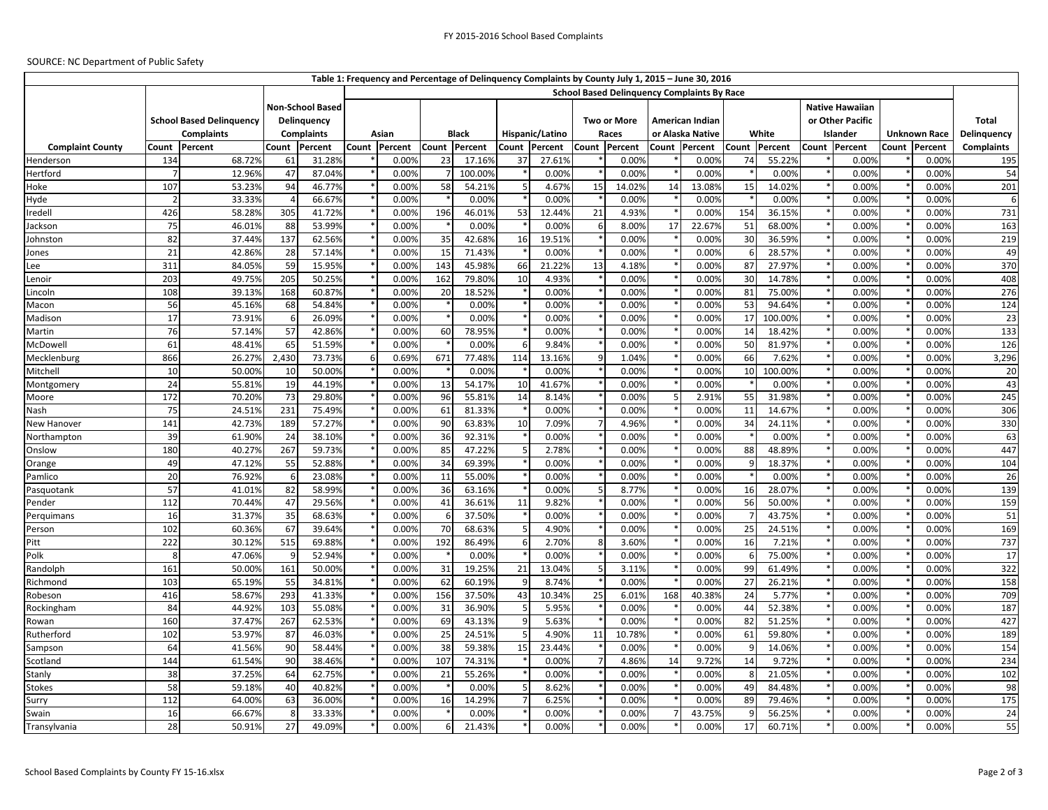SOURCE: NC Department of Public Safety

| Table 1: Frequency and Percentage of Delinquency Complaints by County July 1, 2015 – June 30, 2016 | | | | | | | | | | | | | | | | | | | | | | |
|---|---|---|---|---|---|---|---|---|---|---|---|---|---|---|---|---|---|---|---|---|---|---|
| | | | | | School Based Delinquency Complaints By Race | | | | | | | | | | | | | | | | | |
| | School Based Delinquency Complaints | | Non-School Based Delinquency Complaints | | Asian | | Black | | Hispanic/Latino | | Two or More Races | | American Indian or Alaska Native | | White | | Native Hawaiian or Other Pacific Islander | | Unknown Race | | Total Delinquency Complaints |
| Complaint County | Count | Percent | Count | Percent | Count | Percent | Count | Percent | Count | Percent | Count | Percent | Count | Percent | Count | Percent | Count | Percent | Count | Percent | |
| Henderson | 134 | 68.72% | 61 | 31.28% | * | 0.00% | 23 | 17.16% | 37 | 27.61% | * | 0.00% | * | 0.00% | 74 | 55.22% | * | 0.00% | * | 0.00% | 195 |
| Hertford | 7 | 12.96% | 47 | 87.04% | * | 0.00% | 7 | 100.00% | * | 0.00% | * | 0.00% | * | 0.00% | * | 0.00% | * | 0.00% | * | 0.00% | 54 |
| Hoke | 107 | 53.23% | 94 | 46.77% | * | 0.00% | 58 | 54.21% | 5 | 4.67% | 15 | 14.02% | 14 | 13.08% | 15 | 14.02% | * | 0.00% | * | 0.00% | 201 |
| Hyde | 2 | 33.33% | 4 | 66.67% | * | 0.00% | * | 0.00% | * | 0.00% | * | 0.00% | * | 0.00% | * | 0.00% | * | 0.00% | * | 0.00% | 6 |
| Iredell | 426 | 58.28% | 305 | 41.72% | * | 0.00% | 196 | 46.01% | 53 | 12.44% | 21 | 4.93% | * | 0.00% | 154 | 36.15% | * | 0.00% | * | 0.00% | 731 |
| Jackson | 75 | 46.01% | 88 | 53.99% | * | 0.00% | * | 0.00% | * | 0.00% | 6 | 8.00% | 17 | 22.67% | 51 | 68.00% | * | 0.00% | * | 0.00% | 163 |
| Johnston | 82 | 37.44% | 137 | 62.56% | * | 0.00% | 35 | 42.68% | 16 | 19.51% | * | 0.00% | * | 0.00% | 30 | 36.59% | * | 0.00% | * | 0.00% | 219 |
| Jones | 21 | 42.86% | 28 | 57.14% | * | 0.00% | 15 | 71.43% | * | 0.00% | * | 0.00% | * | 0.00% | 6 | 28.57% | * | 0.00% | * | 0.00% | 49 |
| Lee | 311 | 84.05% | 59 | 15.95% | * | 0.00% | 143 | 45.98% | 66 | 21.22% | 13 | 4.18% | * | 0.00% | 87 | 27.97% | * | 0.00% | * | 0.00% | 370 |
| Lenoir | 203 | 49.75% | 205 | 50.25% | * | 0.00% | 162 | 79.80% | 10 | 4.93% | * | 0.00% | * | 0.00% | 30 | 14.78% | * | 0.00% | * | 0.00% | 408 |
| Lincoln | 108 | 39.13% | 168 | 60.87% | * | 0.00% | 20 | 18.52% | * | 0.00% | * | 0.00% | * | 0.00% | 81 | 75.00% | * | 0.00% | * | 0.00% | 276 |
| Macon | 56 | 45.16% | 68 | 54.84% | * | 0.00% | * | 0.00% | * | 0.00% | * | 0.00% | * | 0.00% | 53 | 94.64% | * | 0.00% | * | 0.00% | 124 |
| Madison | 17 | 73.91% | 6 | 26.09% | * | 0.00% | * | 0.00% | * | 0.00% | * | 0.00% | * | 0.00% | 17 | 100.00% | * | 0.00% | * | 0.00% | 23 |
| Martin | 76 | 57.14% | 57 | 42.86% | * | 0.00% | 60 | 78.95% | * | 0.00% | * | 0.00% | * | 0.00% | 14 | 18.42% | * | 0.00% | * | 0.00% | 133 |
| McDowell | 61 | 48.41% | 65 | 51.59% | * | 0.00% | * | 0.00% | 6 | 9.84% | * | 0.00% | * | 0.00% | 50 | 81.97% | * | 0.00% | * | 0.00% | 126 |
| Mecklenburg | 866 | 26.27% | 2,430 | 73.73% | 6 | 0.69% | 671 | 77.48% | 114 | 13.16% | 9 | 1.04% | * | 0.00% | 66 | 7.62% | * | 0.00% | * | 0.00% | 3,296 |
| Mitchell | 10 | 50.00% | 10 | 50.00% | * | 0.00% | * | 0.00% | * | 0.00% | * | 0.00% | * | 0.00% | 10 | 100.00% | * | 0.00% | * | 0.00% | 20 |
| Montgomery | 24 | 55.81% | 19 | 44.19% | * | 0.00% | 13 | 54.17% | 10 | 41.67% | * | 0.00% | * | 0.00% | * | 0.00% | * | 0.00% | * | 0.00% | 43 |
| Moore | 172 | 70.20% | 73 | 29.80% | * | 0.00% | 96 | 55.81% | 14 | 8.14% | * | 0.00% | 5 | 2.91% | 55 | 31.98% | * | 0.00% | * | 0.00% | 245 |
| Nash | 75 | 24.51% | 231 | 75.49% | * | 0.00% | 61 | 81.33% | * | 0.00% | * | 0.00% | * | 0.00% | 11 | 14.67% | * | 0.00% | * | 0.00% | 306 |
| New Hanover | 141 | 42.73% | 189 | 57.27% | * | 0.00% | 90 | 63.83% | 10 | 7.09% | 7 | 4.96% | * | 0.00% | 34 | 24.11% | * | 0.00% | * | 0.00% | 330 |
| Northampton | 39 | 61.90% | 24 | 38.10% | * | 0.00% | 36 | 92.31% | * | 0.00% | * | 0.00% | * | 0.00% | * | 0.00% | * | 0.00% | * | 0.00% | 63 |
| Onslow | 180 | 40.27% | 267 | 59.73% | * | 0.00% | 85 | 47.22% | 5 | 2.78% | * | 0.00% | * | 0.00% | 88 | 48.89% | * | 0.00% | * | 0.00% | 447 |
| Orange | 49 | 47.12% | 55 | 52.88% | * | 0.00% | 34 | 69.39% | * | 0.00% | * | 0.00% | * | 0.00% | 9 | 18.37% | * | 0.00% | * | 0.00% | 104 |
| Pamlico | 20 | 76.92% | 6 | 23.08% | * | 0.00% | 11 | 55.00% | * | 0.00% | * | 0.00% | * | 0.00% | * | 0.00% | * | 0.00% | * | 0.00% | 26 |
| Pasquotank | 57 | 41.01% | 82 | 58.99% | * | 0.00% | 36 | 63.16% | * | 0.00% | 5 | 8.77% | * | 0.00% | 16 | 28.07% | * | 0.00% | * | 0.00% | 139 |
| Pender | 112 | 70.44% | 47 | 29.56% | * | 0.00% | 41 | 36.61% | 11 | 9.82% | * | 0.00% | * | 0.00% | 56 | 50.00% | * | 0.00% | * | 0.00% | 159 |
| Perquimans | 16 | 31.37% | 35 | 68.63% | * | 0.00% | 6 | 37.50% | * | 0.00% | * | 0.00% | * | 0.00% | 7 | 43.75% | * | 0.00% | * | 0.00% | 51 |
| Person | 102 | 60.36% | 67 | 39.64% | * | 0.00% | 70 | 68.63% | 5 | 4.90% | * | 0.00% | * | 0.00% | 25 | 24.51% | * | 0.00% | * | 0.00% | 169 |
| Pitt | 222 | 30.12% | 515 | 69.88% | * | 0.00% | 192 | 86.49% | 6 | 2.70% | 8 | 3.60% | * | 0.00% | 16 | 7.21% | * | 0.00% | * | 0.00% | 737 |
| Polk | 8 | 47.06% | 9 | 52.94% | * | 0.00% | * | 0.00% | * | 0.00% | * | 0.00% | * | 0.00% | 6 | 75.00% | * | 0.00% | * | 0.00% | 17 |
| Randolph | 161 | 50.00% | 161 | 50.00% | * | 0.00% | 31 | 19.25% | 21 | 13.04% | 5 | 3.11% | * | 0.00% | 99 | 61.49% | * | 0.00% | * | 0.00% | 322 |
| Richmond | 103 | 65.19% | 55 | 34.81% | * | 0.00% | 62 | 60.19% | 9 | 8.74% | * | 0.00% | * | 0.00% | 27 | 26.21% | * | 0.00% | * | 0.00% | 158 |
| Robeson | 416 | 58.67% | 293 | 41.33% | * | 0.00% | 156 | 37.50% | 43 | 10.34% | 25 | 6.01% | 168 | 40.38% | 24 | 5.77% | * | 0.00% | * | 0.00% | 709 |
| Rockingham | 84 | 44.92% | 103 | 55.08% | * | 0.00% | 31 | 36.90% | 5 | 5.95% | * | 0.00% | * | 0.00% | 44 | 52.38% | * | 0.00% | * | 0.00% | 187 |
| Rowan | 160 | 37.47% | 267 | 62.53% | * | 0.00% | 69 | 43.13% | 9 | 5.63% | * | 0.00% | * | 0.00% | 82 | 51.25% | * | 0.00% | * | 0.00% | 427 |
| Rutherford | 102 | 53.97% | 87 | 46.03% | * | 0.00% | 25 | 24.51% | 5 | 4.90% | 11 | 10.78% | * | 0.00% | 61 | 59.80% | * | 0.00% | * | 0.00% | 189 |
| Sampson | 64 | 41.56% | 90 | 58.44% | * | 0.00% | 38 | 59.38% | 15 | 23.44% | * | 0.00% | * | 0.00% | 9 | 14.06% | * | 0.00% | * | 0.00% | 154 |
| Scotland | 144 | 61.54% | 90 | 38.46% | * | 0.00% | 107 | 74.31% | * | 0.00% | 7 | 4.86% | 14 | 9.72% | 14 | 9.72% | * | 0.00% | * | 0.00% | 234 |
| Stanly | 38 | 37.25% | 64 | 62.75% | * | 0.00% | 21 | 55.26% | * | 0.00% | * | 0.00% | * | 0.00% | 8 | 21.05% | * | 0.00% | * | 0.00% | 102 |
| Stokes | 58 | 59.18% | 40 | 40.82% | * | 0.00% | * | 0.00% | 5 | 8.62% | * | 0.00% | * | 0.00% | 49 | 84.48% | * | 0.00% | * | 0.00% | 98 |
| Surry | 112 | 64.00% | 63 | 36.00% | * | 0.00% | 16 | 14.29% | 7 | 6.25% | * | 0.00% | * | 0.00% | 89 | 79.46% | * | 0.00% | * | 0.00% | 175 |
| Swain | 16 | 66.67% | 8 | 33.33% | * | 0.00% | * | 0.00% | * | 0.00% | * | 0.00% | 7 | 43.75% | 9 | 56.25% | * | 0.00% | * | 0.00% | 24 |
| Transylvania | 28 | 50.91% | 27 | 49.09% | * | 0.00% | 6 | 21.43% | * | 0.00% | * | 0.00% | * | 0.00% | 17 | 60.71% | * | 0.00% | * | 0.00% | 55 |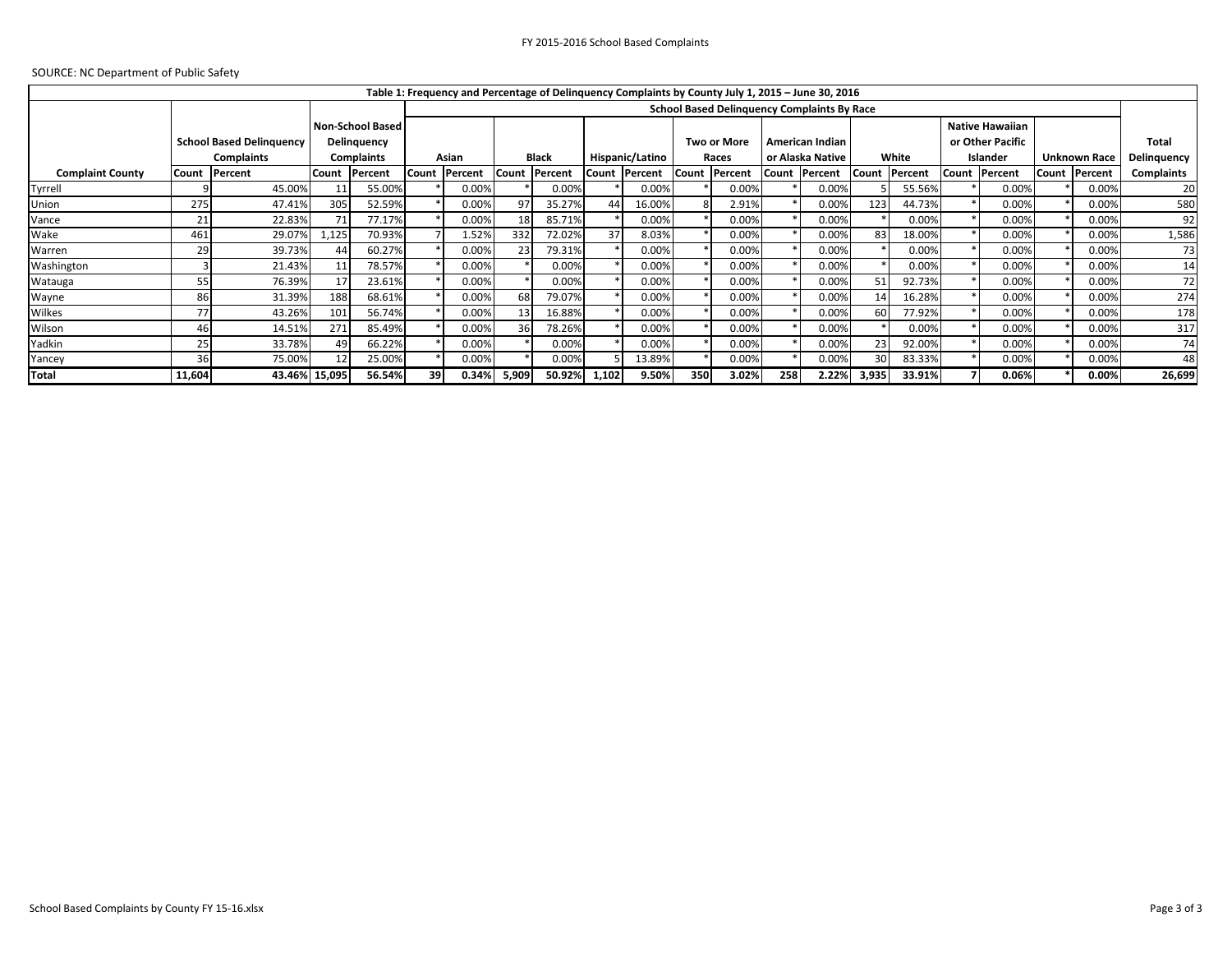FY 2015-2016 School Based Complaints

SOURCE: NC Department of Public Safety

| Table 1: Frequency and Percentage of Delinquency Complaints by County July 1, 2015 – June 30, 2016 | | | | | | | | | | | | | | | | | | | | | | |
|---|---|---|---|---|---|---|---|---|---|---|---|---|---|---|---|---|---|---|---|---|---|---|
| | | | | | School Based Delinquency Complaints By Race | | | | | | | | | | | | | | | | | |
| | School Based Delinquency Complaints | | Non-School Based Delinquency Complaints | | Asian | | Black | | Hispanic/Latino | | Two or More Races | | American Indian or Alaska Native | | White | | Native Hawaiian or Other Pacific Islander | | Unknown Race | | Total Delinquency Complaints |
| Complaint County | Count | Percent | Count | Percent | Count | Percent | Count | Percent | Count | Percent | Count | Percent | Count | Percent | Count | Percent | Count | Percent | Count | Percent | |
| Tyrrell | 9 | 45.00% | 11 | 55.00% | * | 0.00% | * | 0.00% | * | 0.00% | * | 0.00% | * | 0.00% | 5 | 55.56% | * | 0.00% | * | 0.00% | 20 |
| Union | 275 | 47.41% | 305 | 52.59% | * | 0.00% | 97 | 35.27% | 44 | 16.00% | 8 | 2.91% | * | 0.00% | 123 | 44.73% | * | 0.00% | * | 0.00% | 580 |
| Vance | 21 | 22.83% | 71 | 77.17% | * | 0.00% | 18 | 85.71% | * | 0.00% | * | 0.00% | * | 0.00% | * | 0.00% | * | 0.00% | * | 0.00% | 92 |
| Wake | 461 | 29.07% | 1,125 | 70.93% | 7 | 1.52% | 332 | 72.02% | 37 | 8.03% | * | 0.00% | * | 0.00% | 83 | 18.00% | * | 0.00% | * | 0.00% | 1,586 |
| Warren | 29 | 39.73% | 44 | 60.27% | * | 0.00% | 23 | 79.31% | * | 0.00% | * | 0.00% | * | 0.00% | * | 0.00% | * | 0.00% | * | 0.00% | 73 |
| Washington | 3 | 21.43% | 11 | 78.57% | * | 0.00% | * | 0.00% | * | 0.00% | * | 0.00% | * | 0.00% | * | 0.00% | * | 0.00% | * | 0.00% | 14 |
| Watauga | 55 | 76.39% | 17 | 23.61% | * | 0.00% | * | 0.00% | * | 0.00% | * | 0.00% | * | 0.00% | 51 | 92.73% | * | 0.00% | * | 0.00% | 72 |
| Wayne | 86 | 31.39% | 188 | 68.61% | * | 0.00% | 68 | 79.07% | * | 0.00% | * | 0.00% | * | 0.00% | 14 | 16.28% | * | 0.00% | * | 0.00% | 274 |
| Wilkes | 77 | 43.26% | 101 | 56.74% | * | 0.00% | 13 | 16.88% | * | 0.00% | * | 0.00% | * | 0.00% | 60 | 77.92% | * | 0.00% | * | 0.00% | 178 |
| Wilson | 46 | 14.51% | 271 | 85.49% | * | 0.00% | 36 | 78.26% | * | 0.00% | * | 0.00% | * | 0.00% | * | 0.00% | * | 0.00% | * | 0.00% | 317 |
| Yadkin | 25 | 33.78% | 49 | 66.22% | * | 0.00% | * | 0.00% | * | 0.00% | * | 0.00% | * | 0.00% | 23 | 92.00% | * | 0.00% | * | 0.00% | 74 |
| Yancey | 36 | 75.00% | 12 | 25.00% | * | 0.00% | * | 0.00% | 5 | 13.89% | * | 0.00% | * | 0.00% | 30 | 83.33% | * | 0.00% | * | 0.00% | 48 |
| **Total** | **11,604** | **43.46%** | **15,095** | **56.54%** | **39** | **0.34%** | **5,909** | **50.92%** | **1,102** | **9.50%** | **350** | **3.02%** | **258** | **2.22%** | **3,935** | **33.91%** | **7** | **0.06%** | * | **0.00%** | **26,699** |

School Based Complaints by County FY 15-16.xlsx